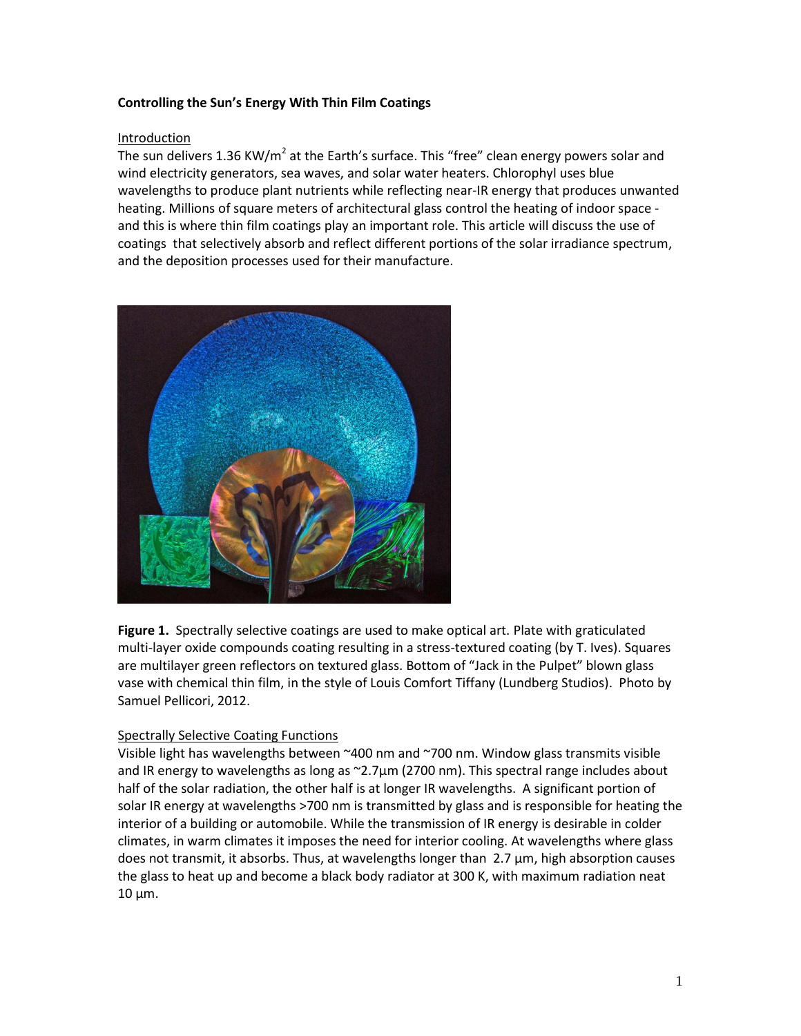**Controlling the Sun's Energy With Thin Film Coatings**

Introduction

The sun delivers 1.36 KW/m$^2$ at the Earth's surface. This "free" clean energy powers solar and wind electricity generators, sea waves, and solar water heaters. Chlorophyl uses blue wavelengths to produce plant nutrients while reflecting near-IR energy that produces unwanted heating. Millions of square meters of architectural glass control the heating of indoor space - and this is where thin film coatings play an important role. This article will discuss the use of coatings that selectively absorb and reflect different portions of the solar irradiance spectrum, and the deposition processes used for their manufacture.

**Figure 1.** Spectrally selective coatings are used to make optical art. Plate with graticulated multi-layer oxide compounds coating resulting in a stress-textured coating (by T. Ives). Squares are multilayer green reflectors on textured glass. Bottom of "Jack in the Pulpet" blown glass vase with chemical thin film, in the style of Louis Comfort Tiffany (Lundberg Studios). Photo by Samuel Pellicori, 2012.

Spectrally Selective Coating Functions

Visible light has wavelengths between ~400 nm and ~700 nm. Window glass transmits visible and IR energy to wavelengths as long as ~2.7µm (2700 nm). This spectral range includes about half of the solar radiation, the other half is at longer IR wavelengths. A significant portion of solar IR energy at wavelengths >700 nm is transmitted by glass and is responsible for heating the interior of a building or automobile. While the transmission of IR energy is desirable in colder climates, in warm climates it imposes the need for interior cooling. At wavelengths where glass does not transmit, it absorbs. Thus, at wavelengths longer than 2.7 µm, high absorption causes the glass to heat up and become a black body radiator at 300 K, with maximum radiation neat 10 µm.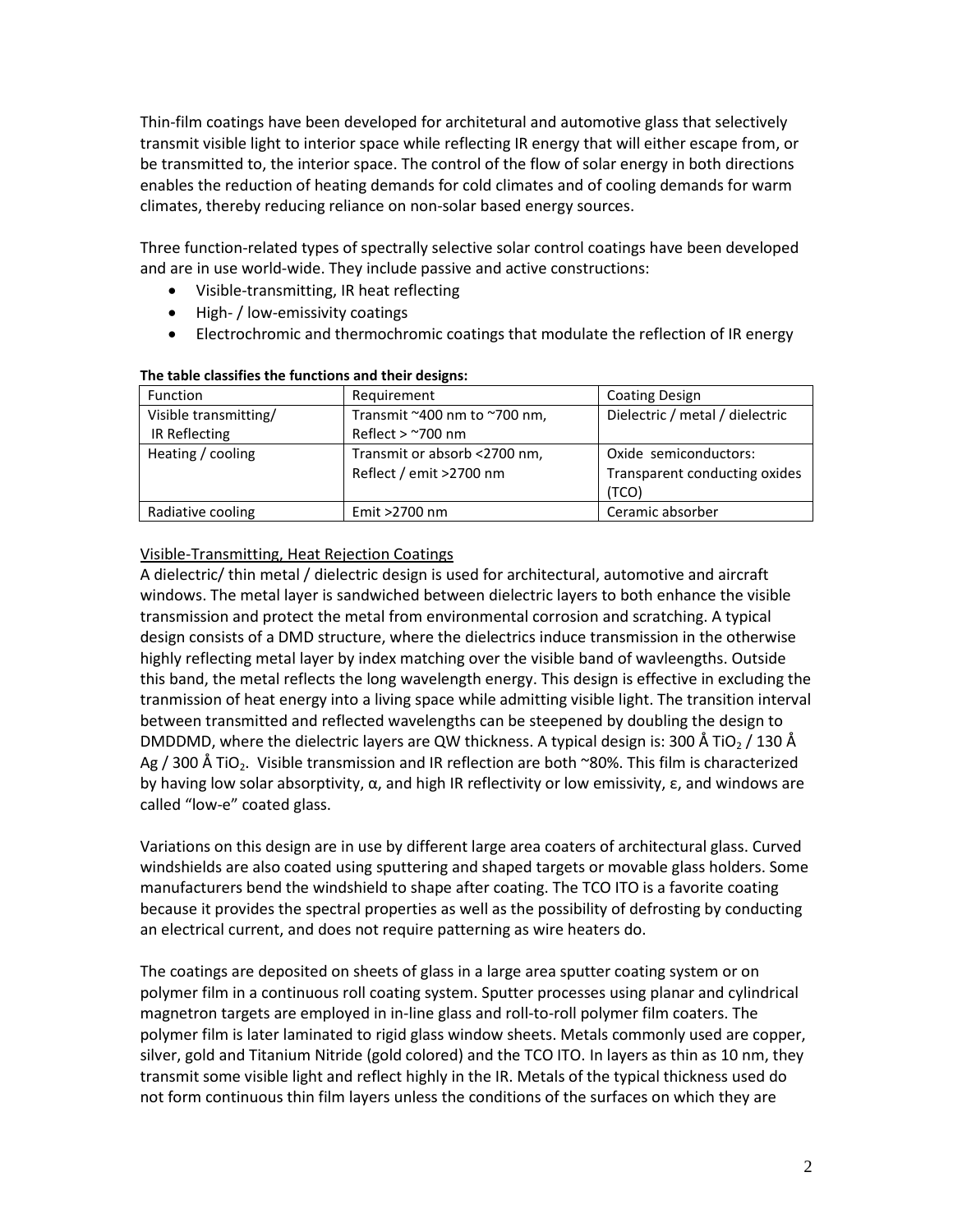Thin-film coatings have been developed for architetural and automotive glass that selectively transmit visible light to interior space while reflecting IR energy that will either escape from, or be transmitted to, the interior space. The control of the flow of solar energy in both directions enables the reduction of heating demands for cold climates and of cooling demands for warm climates, thereby reducing reliance on non-solar based energy sources.

Three function-related types of spectrally selective solar control coatings have been developed and are in use world-wide. They include passive and active constructions:

- Visible-transmitting, IR heat reflecting
- High- / low-emissivity coatings
- Electrochromic and thermochromic coatings that modulate the reflection of IR energy

**The table classifies the functions and their designs:**

| Function | Requirement | Coating Design |
|---|---|---|
| Visible transmitting/ IR Reflecting | Transmit ~400 nm to ~700 nm, Reflect > ~700 nm | Dielectric / metal / dielectric |
| Heating / cooling | Transmit or absorb <2700 nm, Reflect / emit >2700 nm | Oxide semiconductors: Transparent conducting oxides (TCO) |
| Radiative cooling | Emit >2700 nm | Ceramic absorber |

Visible-Transmitting, Heat Rejection Coatings

A dielectric/ thin metal / dielectric design is used for architectural, automotive and aircraft windows. The metal layer is sandwiched between dielectric layers to both enhance the visible transmission and protect the metal from environmental corrosion and scratching. A typical design consists of a DMD structure, where the dielectrics induce transmission in the otherwise highly reflecting metal layer by index matching over the visible band of wavleengths. Outside this band, the metal reflects the long wavelength energy. This design is effective in excluding the tranmission of heat energy into a living space while admitting visible light. The transition interval between transmitted and reflected wavelengths can be steepened by doubling the design to DMDDMD, where the dielectric layers are QW thickness. A typical design is: 300 Å $TiO_2$ / 130 Å Ag / 300 Å $TiO_2$. Visible transmission and IR reflection are both ~80%. This film is characterized by having low solar absorptivity, $\alpha$, and high IR reflectivity or low emissivity, $\varepsilon$, and windows are called "low-e" coated glass.

Variations on this design are in use by different large area coaters of architectural glass. Curved windshields are also coated using sputtering and shaped targets or movable glass holders. Some manufacturers bend the windshield to shape after coating. The TCO ITO is a favorite coating because it provides the spectral properties as well as the possibility of defrosting by conducting an electrical current, and does not require patterning as wire heaters do.

The coatings are deposited on sheets of glass in a large area sputter coating system or on polymer film in a continuous roll coating system. Sputter processes using planar and cylindrical magnetron targets are employed in in-line glass and roll-to-roll polymer film coaters. The polymer film is later laminated to rigid glass window sheets. Metals commonly used are copper, silver, gold and Titanium Nitride (gold colored) and the TCO ITO. In layers as thin as 10 nm, they transmit some visible light and reflect highly in the IR. Metals of the typical thickness used do not form continuous thin film layers unless the conditions of the surfaces on which they are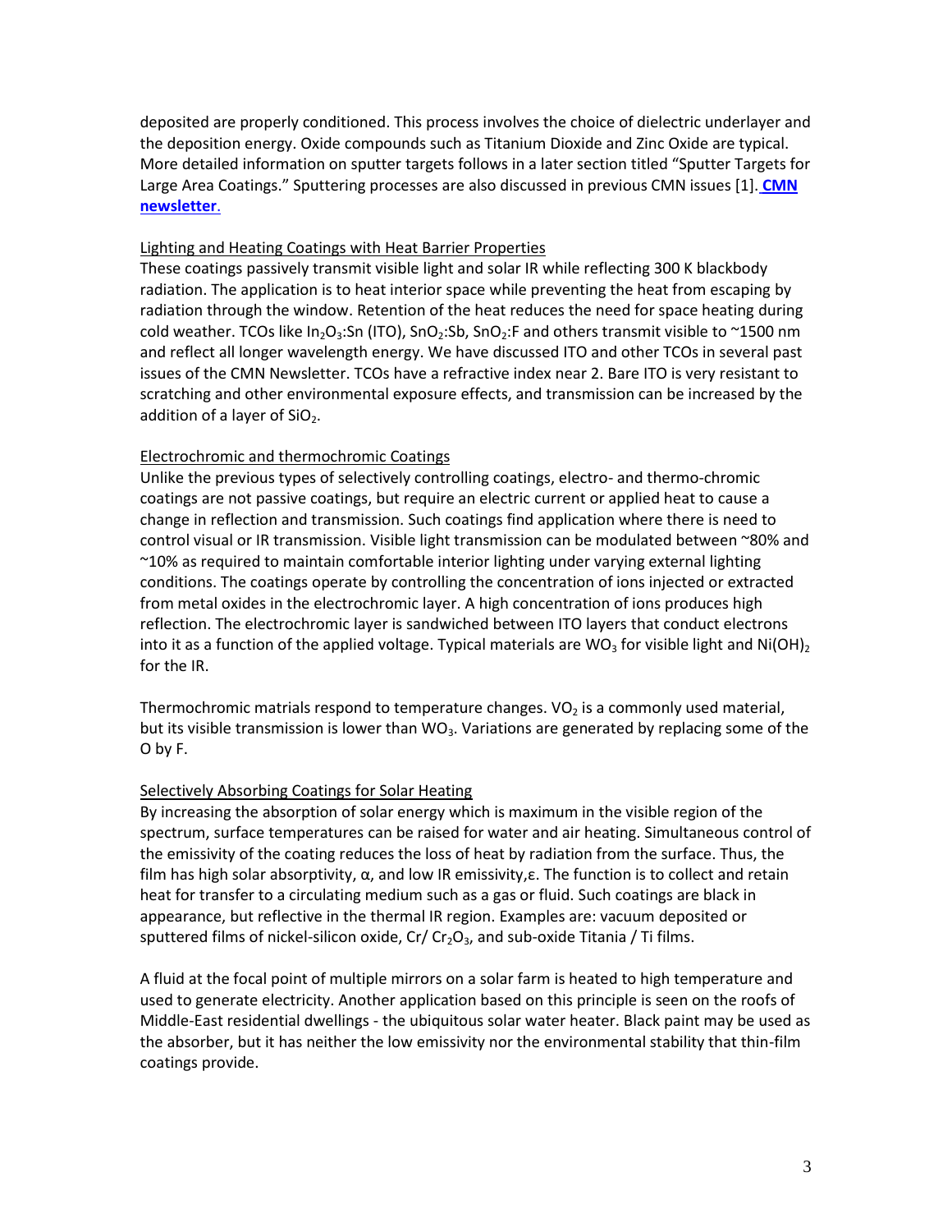deposited are properly conditioned. This process involves the choice of dielectric underlayer and the deposition energy. Oxide compounds such as Titanium Dioxide and Zinc Oxide are typical. More detailed information on sputter targets follows in a later section titled "Sputter Targets for Large Area Coatings." Sputtering processes are also discussed in previous CMN issues [1]. **CMN newsletter**.

## Lighting and Heating Coatings with Heat Barrier Properties

These coatings passively transmit visible light and solar IR while reflecting 300 K blackbody radiation. The application is to heat interior space while preventing the heat from escaping by radiation through the window. Retention of the heat reduces the need for space heating during cold weather. TCOs like $In_2O_3$:Sn (ITO), $SnO_2$:Sb, $SnO_2$:F and others transmit visible to ~1500 nm and reflect all longer wavelength energy. We have discussed ITO and other TCOs in several past issues of the CMN Newsletter. TCOs have a refractive index near 2. Bare ITO is very resistant to scratching and other environmental exposure effects, and transmission can be increased by the addition of a layer of $SiO_2$.

## Electrochromic and thermochromic Coatings

Unlike the previous types of selectively controlling coatings, electro- and thermo-chromic coatings are not passive coatings, but require an electric current or applied heat to cause a change in reflection and transmission. Such coatings find application where there is need to control visual or IR transmission. Visible light transmission can be modulated between ~80% and ~10% as required to maintain comfortable interior lighting under varying external lighting conditions. The coatings operate by controlling the concentration of ions injected or extracted from metal oxides in the electrochromic layer. A high concentration of ions produces high reflection. The electrochromic layer is sandwiched between ITO layers that conduct electrons into it as a function of the applied voltage. Typical materials are $WO_3$ for visible light and $Ni(OH)_2$ for the IR.

Thermochromic matrials respond to temperature changes. $VO_2$ is a commonly used material, but its visible transmission is lower than $WO_3$. Variations are generated by replacing some of the O by F.

## Selectively Absorbing Coatings for Solar Heating

By increasing the absorption of solar energy which is maximum in the visible region of the spectrum, surface temperatures can be raised for water and air heating. Simultaneous control of the emissivity of the coating reduces the loss of heat by radiation from the surface. Thus, the film has high solar absorptivity, $\alpha$, and low IR emissivity,$\varepsilon$. The function is to collect and retain heat for transfer to a circulating medium such as a gas or fluid. Such coatings are black in appearance, but reflective in the thermal IR region. Examples are: vacuum deposited or sputtered films of nickel-silicon oxide, Cr/ $Cr_2O_3$, and sub-oxide Titania / Ti films.

A fluid at the focal point of multiple mirrors on a solar farm is heated to high temperature and used to generate electricity. Another application based on this principle is seen on the roofs of Middle-East residential dwellings - the ubiquitous solar water heater. Black paint may be used as the absorber, but it has neither the low emissivity nor the environmental stability that thin-film coatings provide.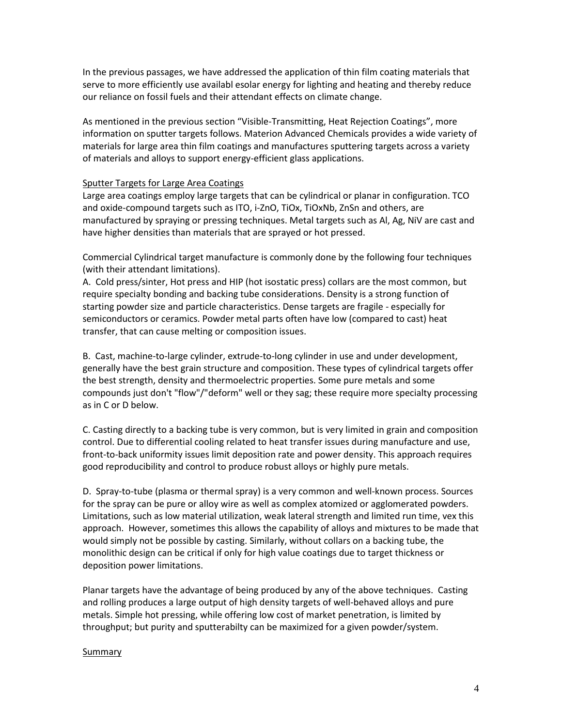In the previous passages, we have addressed the application of thin film coating materials that serve to more efficiently use availabl esolar energy for lighting and heating and thereby reduce our reliance on fossil fuels and their attendant effects on climate change.

As mentioned in the previous section "Visible-Transmitting, Heat Rejection Coatings", more information on sputter targets follows. Materion Advanced Chemicals provides a wide variety of materials for large area thin film coatings and manufactures sputtering targets across a variety of materials and alloys to support energy-efficient glass applications.

## Sputter Targets for Large Area Coatings

Large area coatings employ large targets that can be cylindrical or planar in configuration. TCO and oxide-compound targets such as ITO, i-ZnO, TiOx, TiOxNb, ZnSn and others, are manufactured by spraying or pressing techniques. Metal targets such as Al, Ag, NiV are cast and have higher densities than materials that are sprayed or hot pressed.

Commercial Cylindrical target manufacture is commonly done by the following four techniques (with their attendant limitations).

A. Cold press/sinter, Hot press and HIP (hot isostatic press) collars are the most common, but require specialty bonding and backing tube considerations. Density is a strong function of starting powder size and particle characteristics. Dense targets are fragile - especially for semiconductors or ceramics. Powder metal parts often have low (compared to cast) heat transfer, that can cause melting or composition issues.

B. Cast, machine-to-large cylinder, extrude-to-long cylinder in use and under development, generally have the best grain structure and composition. These types of cylindrical targets offer the best strength, density and thermoelectric properties. Some pure metals and some compounds just don't "flow"/"deform" well or they sag; these require more specialty processing as in C or D below.

C. Casting directly to a backing tube is very common, but is very limited in grain and composition control. Due to differential cooling related to heat transfer issues during manufacture and use, front-to-back uniformity issues limit deposition rate and power density. This approach requires good reproducibility and control to produce robust alloys or highly pure metals.

D. Spray-to-tube (plasma or thermal spray) is a very common and well-known process. Sources for the spray can be pure or alloy wire as well as complex atomized or agglomerated powders. Limitations, such as low material utilization, weak lateral strength and limited run time, vex this approach. However, sometimes this allows the capability of alloys and mixtures to be made that would simply not be possible by casting. Similarly, without collars on a backing tube, the monolithic design can be critical if only for high value coatings due to target thickness or deposition power limitations.

Planar targets have the advantage of being produced by any of the above techniques. Casting and rolling produces a large output of high density targets of well-behaved alloys and pure metals. Simple hot pressing, while offering low cost of market penetration, is limited by throughput; but purity and sputterabilty can be maximized for a given powder/system.

## Summary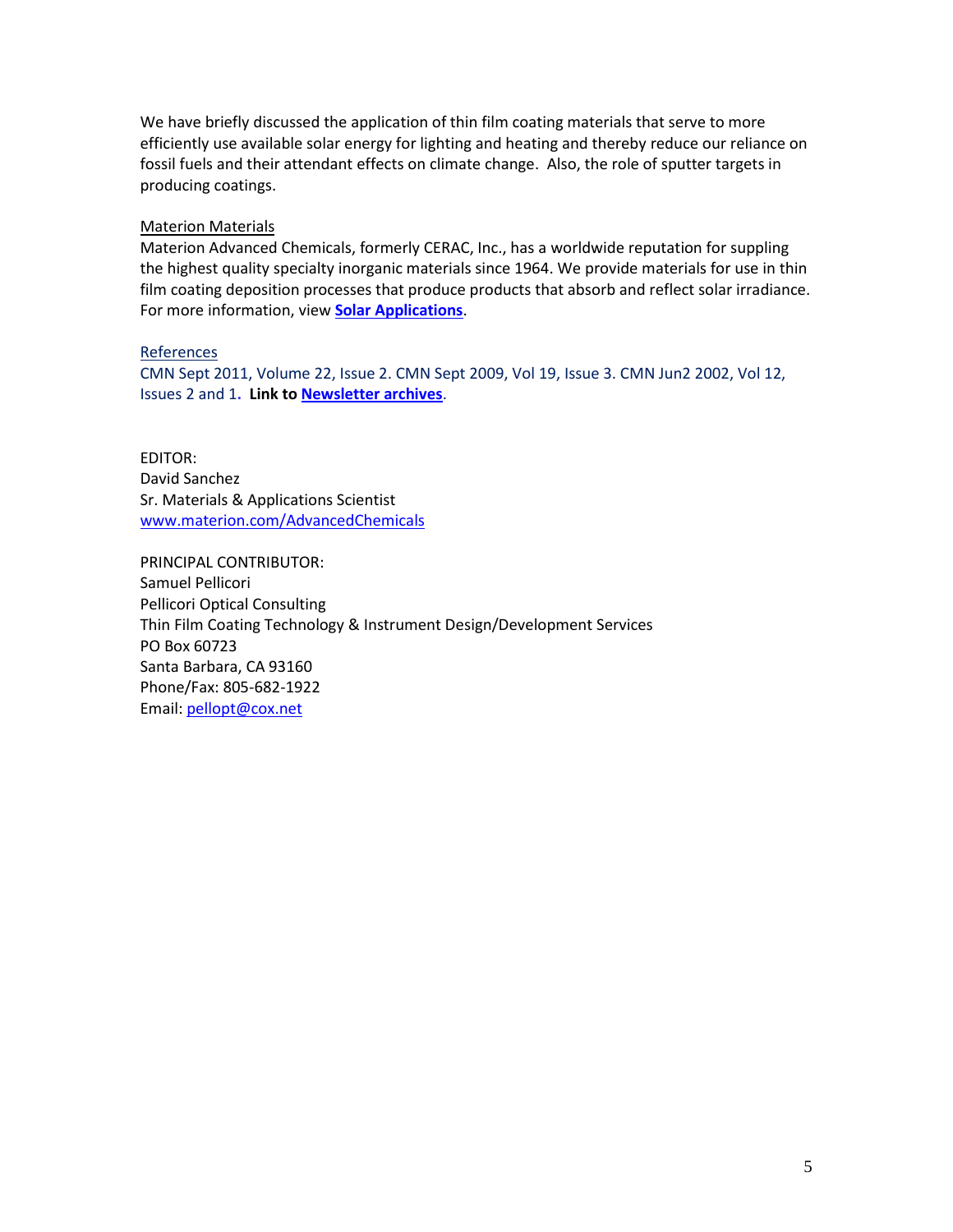We have briefly discussed the application of thin film coating materials that serve to more efficiently use available solar energy for lighting and heating and thereby reduce our reliance on fossil fuels and their attendant effects on climate change. Also, the role of sputter targets in producing coatings.

Materion Materials

Materion Advanced Chemicals, formerly CERAC, Inc., has a worldwide reputation for suppling the highest quality specialty inorganic materials since 1964. We provide materials for use in thin film coating deposition processes that produce products that absorb and reflect solar irradiance. For more information, view **Solar Applications**.

References

CMN Sept 2011, Volume 22, Issue 2. CMN Sept 2009, Vol 19, Issue 3. CMN Jun2 2002, Vol 12, Issues 2 and 1. **Link to Newsletter archives**.

EDITOR:
David Sanchez
Sr. Materials & Applications Scientist
www.materion.com/AdvancedChemicals

PRINCIPAL CONTRIBUTOR:
Samuel Pellicori
Pellicori Optical Consulting
Thin Film Coating Technology & Instrument Design/Development Services
PO Box 60723
Santa Barbara, CA 93160
Phone/Fax: 805-682-1922
Email: pellopt@cox.net